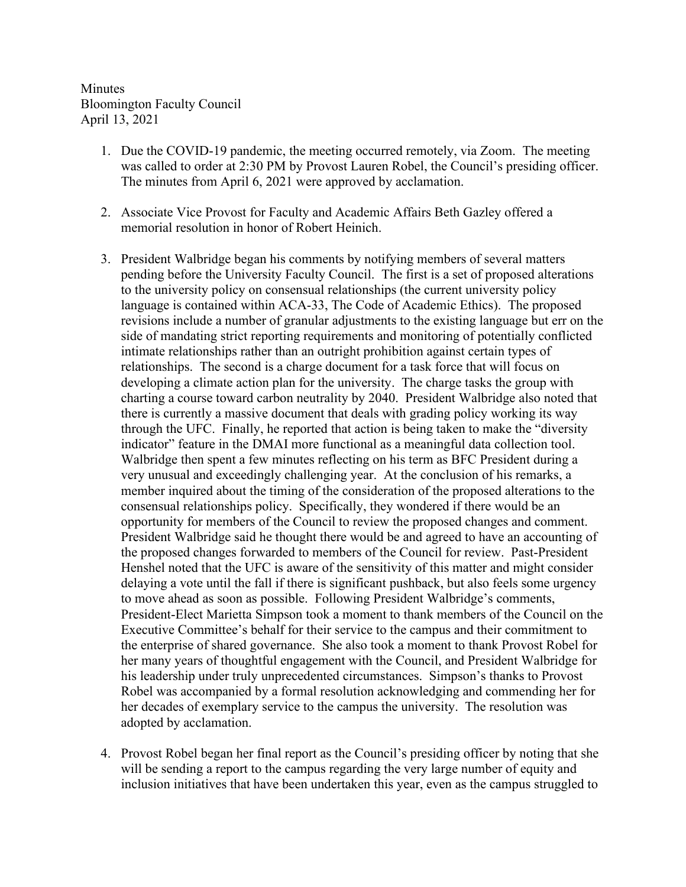Minutes
Bloomington Faculty Council
April 13, 2021

1. Due the COVID-19 pandemic, the meeting occurred remotely, via Zoom. The meeting was called to order at 2:30 PM by Provost Lauren Robel, the Council's presiding officer. The minutes from April 6, 2021 were approved by acclamation.

2. Associate Vice Provost for Faculty and Academic Affairs Beth Gazley offered a memorial resolution in honor of Robert Heinich.

3. President Walbridge began his comments by notifying members of several matters pending before the University Faculty Council. The first is a set of proposed alterations to the university policy on consensual relationships (the current university policy language is contained within ACA-33, The Code of Academic Ethics). The proposed revisions include a number of granular adjustments to the existing language but err on the side of mandating strict reporting requirements and monitoring of potentially conflicted intimate relationships rather than an outright prohibition against certain types of relationships. The second is a charge document for a task force that will focus on developing a climate action plan for the university. The charge tasks the group with charting a course toward carbon neutrality by 2040. President Walbridge also noted that there is currently a massive document that deals with grading policy working its way through the UFC. Finally, he reported that action is being taken to make the "diversity indicator" feature in the DMAI more functional as a meaningful data collection tool. Walbridge then spent a few minutes reflecting on his term as BFC President during a very unusual and exceedingly challenging year. At the conclusion of his remarks, a member inquired about the timing of the consideration of the proposed alterations to the consensual relationships policy. Specifically, they wondered if there would be an opportunity for members of the Council to review the proposed changes and comment. President Walbridge said he thought there would be and agreed to have an accounting of the proposed changes forwarded to members of the Council for review. Past-President Henshel noted that the UFC is aware of the sensitivity of this matter and might consider delaying a vote until the fall if there is significant pushback, but also feels some urgency to move ahead as soon as possible. Following President Walbridge's comments, President-Elect Marietta Simpson took a moment to thank members of the Council on the Executive Committee's behalf for their service to the campus and their commitment to the enterprise of shared governance. She also took a moment to thank Provost Robel for her many years of thoughtful engagement with the Council, and President Walbridge for his leadership under truly unprecedented circumstances. Simpson's thanks to Provost Robel was accompanied by a formal resolution acknowledging and commending her for her decades of exemplary service to the campus the university. The resolution was adopted by acclamation.

4. Provost Robel began her final report as the Council's presiding officer by noting that she will be sending a report to the campus regarding the very large number of equity and inclusion initiatives that have been undertaken this year, even as the campus struggled to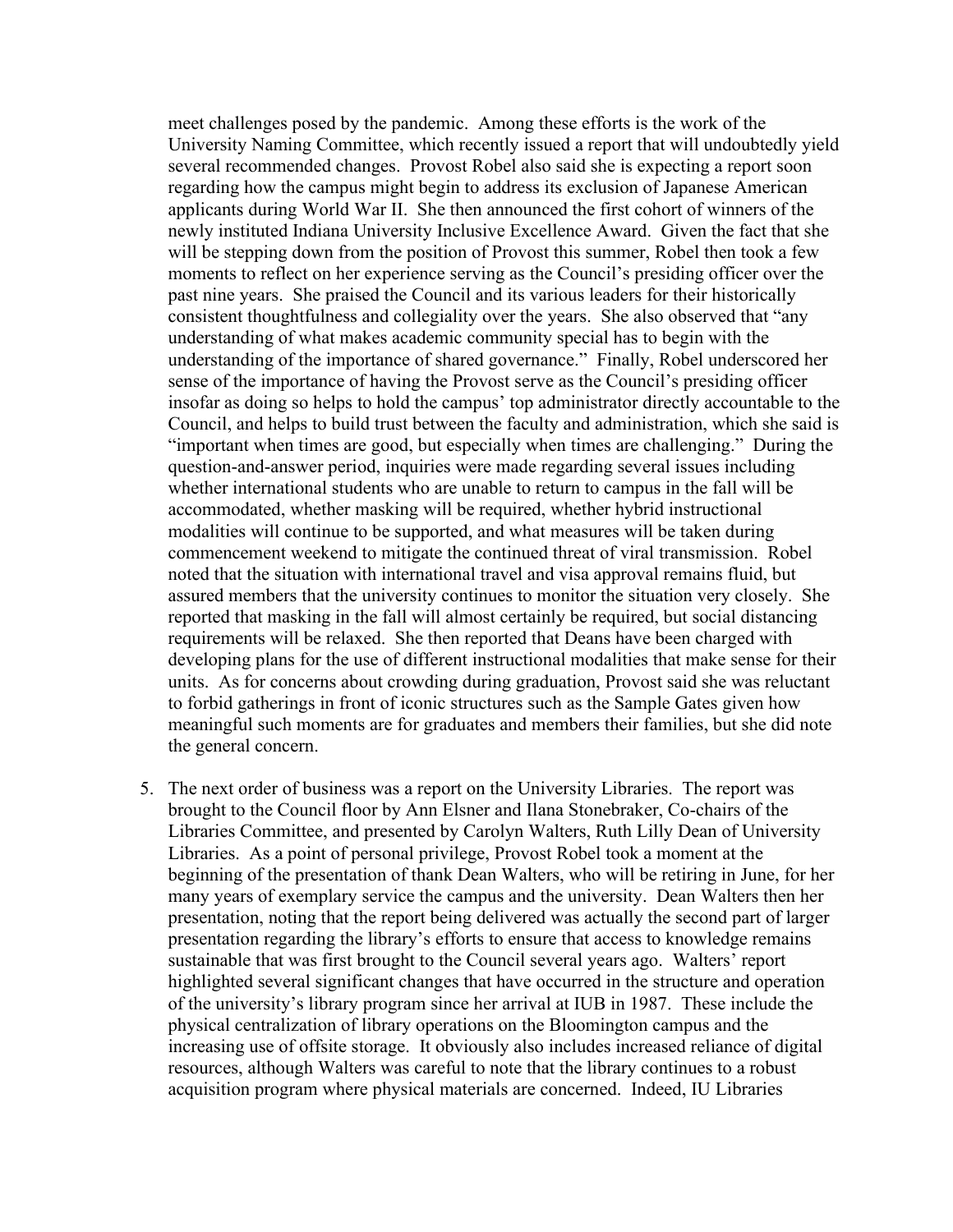meet challenges posed by the pandemic. Among these efforts is the work of the University Naming Committee, which recently issued a report that will undoubtedly yield several recommended changes. Provost Robel also said she is expecting a report soon regarding how the campus might begin to address its exclusion of Japanese American applicants during World War II. She then announced the first cohort of winners of the newly instituted Indiana University Inclusive Excellence Award. Given the fact that she will be stepping down from the position of Provost this summer, Robel then took a few moments to reflect on her experience serving as the Council's presiding officer over the past nine years. She praised the Council and its various leaders for their historically consistent thoughtfulness and collegiality over the years. She also observed that "any understanding of what makes academic community special has to begin with the understanding of the importance of shared governance." Finally, Robel underscored her sense of the importance of having the Provost serve as the Council's presiding officer insofar as doing so helps to hold the campus' top administrator directly accountable to the Council, and helps to build trust between the faculty and administration, which she said is "important when times are good, but especially when times are challenging." During the question-and-answer period, inquiries were made regarding several issues including whether international students who are unable to return to campus in the fall will be accommodated, whether masking will be required, whether hybrid instructional modalities will continue to be supported, and what measures will be taken during commencement weekend to mitigate the continued threat of viral transmission. Robel noted that the situation with international travel and visa approval remains fluid, but assured members that the university continues to monitor the situation very closely. She reported that masking in the fall will almost certainly be required, but social distancing requirements will be relaxed. She then reported that Deans have been charged with developing plans for the use of different instructional modalities that make sense for their units. As for concerns about crowding during graduation, Provost said she was reluctant to forbid gatherings in front of iconic structures such as the Sample Gates given how meaningful such moments are for graduates and members their families, but she did note the general concern.

5. The next order of business was a report on the University Libraries. The report was brought to the Council floor by Ann Elsner and Ilana Stonebraker, Co-chairs of the Libraries Committee, and presented by Carolyn Walters, Ruth Lilly Dean of University Libraries. As a point of personal privilege, Provost Robel took a moment at the beginning of the presentation of thank Dean Walters, who will be retiring in June, for her many years of exemplary service the campus and the university. Dean Walters then her presentation, noting that the report being delivered was actually the second part of larger presentation regarding the library's efforts to ensure that access to knowledge remains sustainable that was first brought to the Council several years ago. Walters' report highlighted several significant changes that have occurred in the structure and operation of the university's library program since her arrival at IUB in 1987. These include the physical centralization of library operations on the Bloomington campus and the increasing use of offsite storage. It obviously also includes increased reliance of digital resources, although Walters was careful to note that the library continues to a robust acquisition program where physical materials are concerned. Indeed, IU Libraries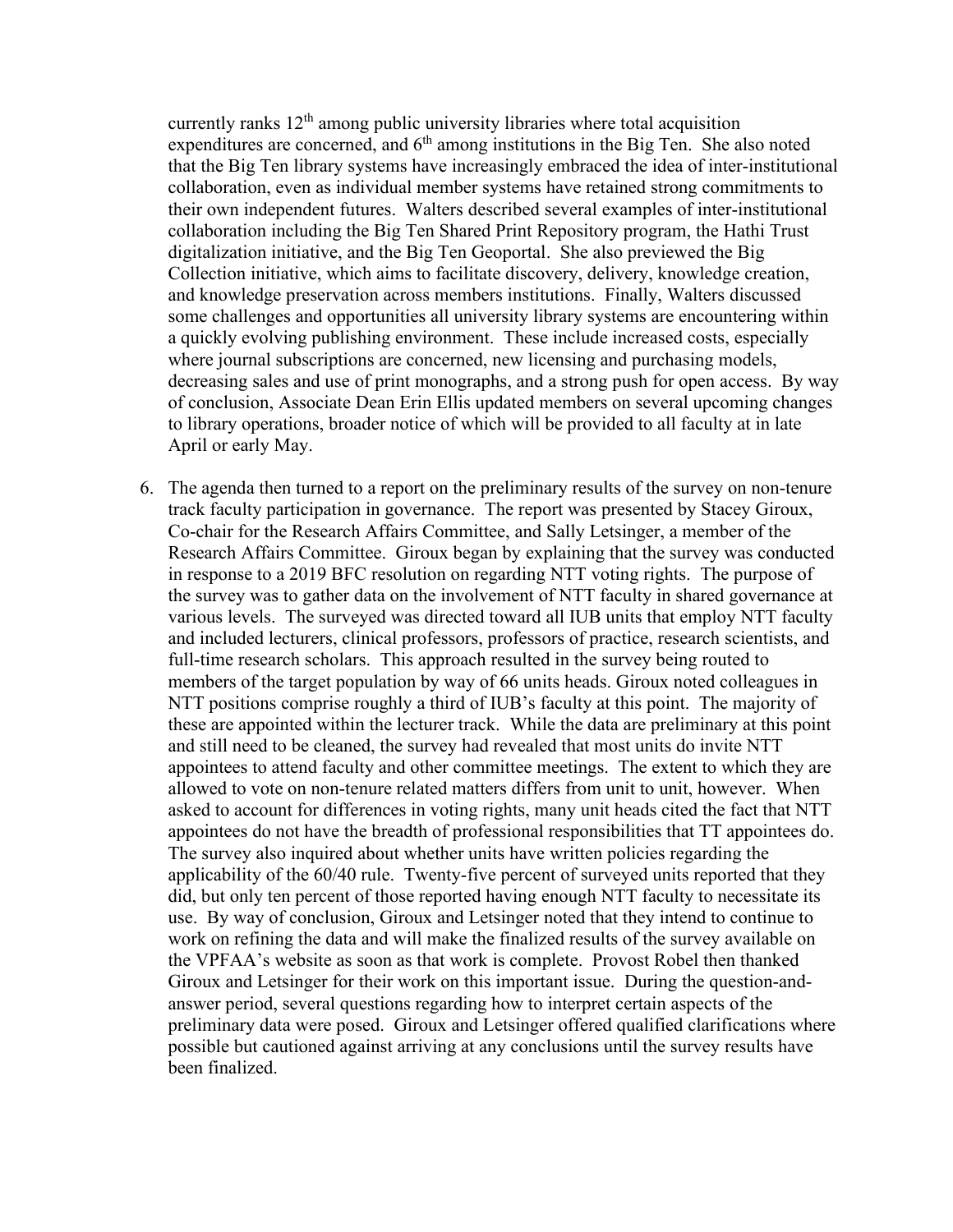currently ranks 12th among public university libraries where total acquisition expenditures are concerned, and 6th among institutions in the Big Ten. She also noted that the Big Ten library systems have increasingly embraced the idea of inter-institutional collaboration, even as individual member systems have retained strong commitments to their own independent futures. Walters described several examples of inter-institutional collaboration including the Big Ten Shared Print Repository program, the Hathi Trust digitalization initiative, and the Big Ten Geoportal. She also previewed the Big Collection initiative, which aims to facilitate discovery, delivery, knowledge creation, and knowledge preservation across members institutions. Finally, Walters discussed some challenges and opportunities all university library systems are encountering within a quickly evolving publishing environment. These include increased costs, especially where journal subscriptions are concerned, new licensing and purchasing models, decreasing sales and use of print monographs, and a strong push for open access. By way of conclusion, Associate Dean Erin Ellis updated members on several upcoming changes to library operations, broader notice of which will be provided to all faculty at in late April or early May.

6. The agenda then turned to a report on the preliminary results of the survey on non-tenure track faculty participation in governance. The report was presented by Stacey Giroux, Co-chair for the Research Affairs Committee, and Sally Letsinger, a member of the Research Affairs Committee. Giroux began by explaining that the survey was conducted in response to a 2019 BFC resolution on regarding NTT voting rights. The purpose of the survey was to gather data on the involvement of NTT faculty in shared governance at various levels. The surveyed was directed toward all IUB units that employ NTT faculty and included lecturers, clinical professors, professors of practice, research scientists, and full-time research scholars. This approach resulted in the survey being routed to members of the target population by way of 66 units heads. Giroux noted colleagues in NTT positions comprise roughly a third of IUB's faculty at this point. The majority of these are appointed within the lecturer track. While the data are preliminary at this point and still need to be cleaned, the survey had revealed that most units do invite NTT appointees to attend faculty and other committee meetings. The extent to which they are allowed to vote on non-tenure related matters differs from unit to unit, however. When asked to account for differences in voting rights, many unit heads cited the fact that NTT appointees do not have the breadth of professional responsibilities that TT appointees do. The survey also inquired about whether units have written policies regarding the applicability of the 60/40 rule. Twenty-five percent of surveyed units reported that they did, but only ten percent of those reported having enough NTT faculty to necessitate its use. By way of conclusion, Giroux and Letsinger noted that they intend to continue to work on refining the data and will make the finalized results of the survey available on the VPFAA's website as soon as that work is complete. Provost Robel then thanked Giroux and Letsinger for their work on this important issue. During the question-and-answer period, several questions regarding how to interpret certain aspects of the preliminary data were posed. Giroux and Letsinger offered qualified clarifications where possible but cautioned against arriving at any conclusions until the survey results have been finalized.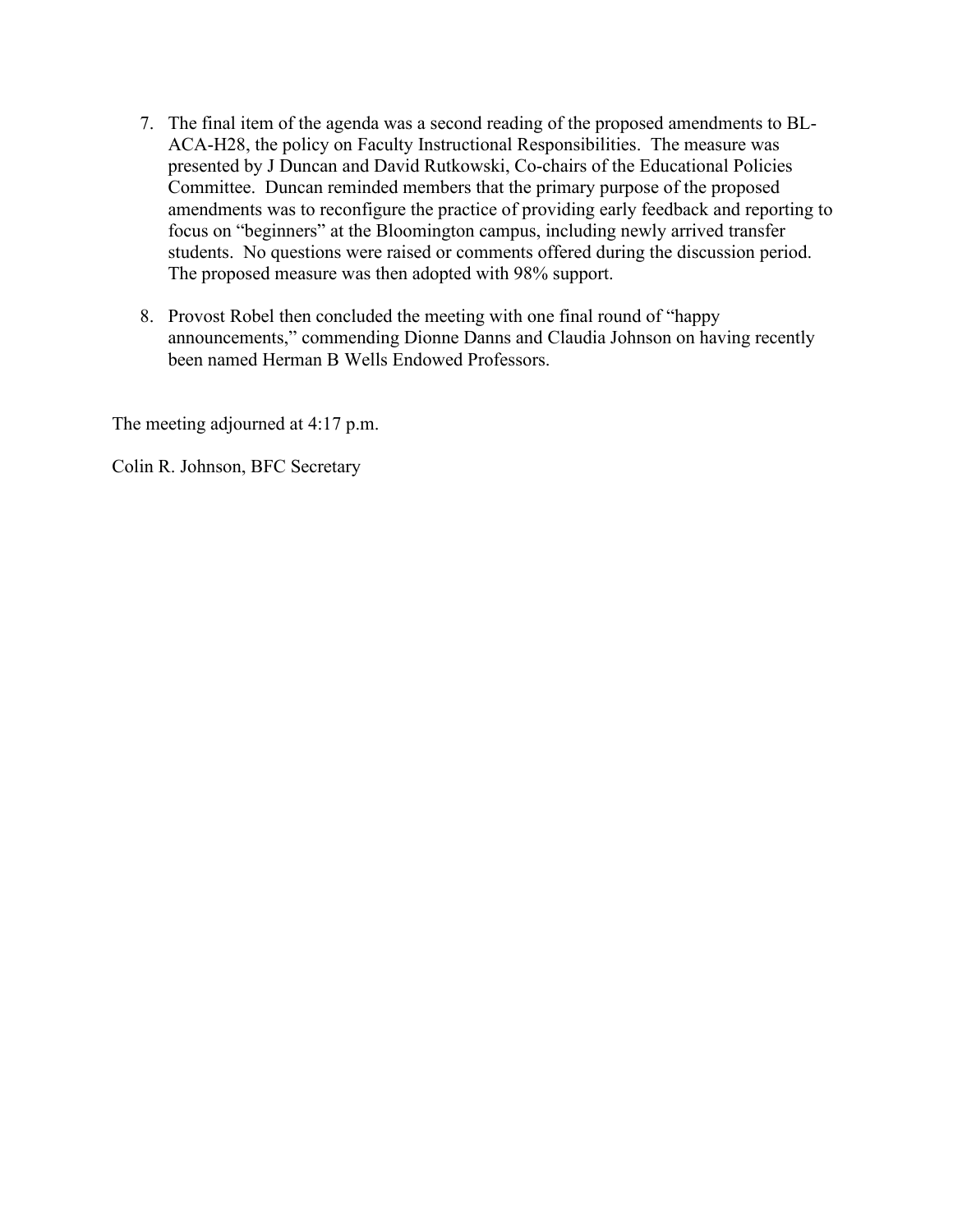7. The final item of the agenda was a second reading of the proposed amendments to BL-ACA-H28, the policy on Faculty Instructional Responsibilities. The measure was presented by J Duncan and David Rutkowski, Co-chairs of the Educational Policies Committee. Duncan reminded members that the primary purpose of the proposed amendments was to reconfigure the practice of providing early feedback and reporting to focus on "beginners" at the Bloomington campus, including newly arrived transfer students. No questions were raised or comments offered during the discussion period. The proposed measure was then adopted with 98% support.

8. Provost Robel then concluded the meeting with one final round of "happy announcements," commending Dionne Danns and Claudia Johnson on having recently been named Herman B Wells Endowed Professors.

The meeting adjourned at 4:17 p.m.

Colin R. Johnson, BFC Secretary